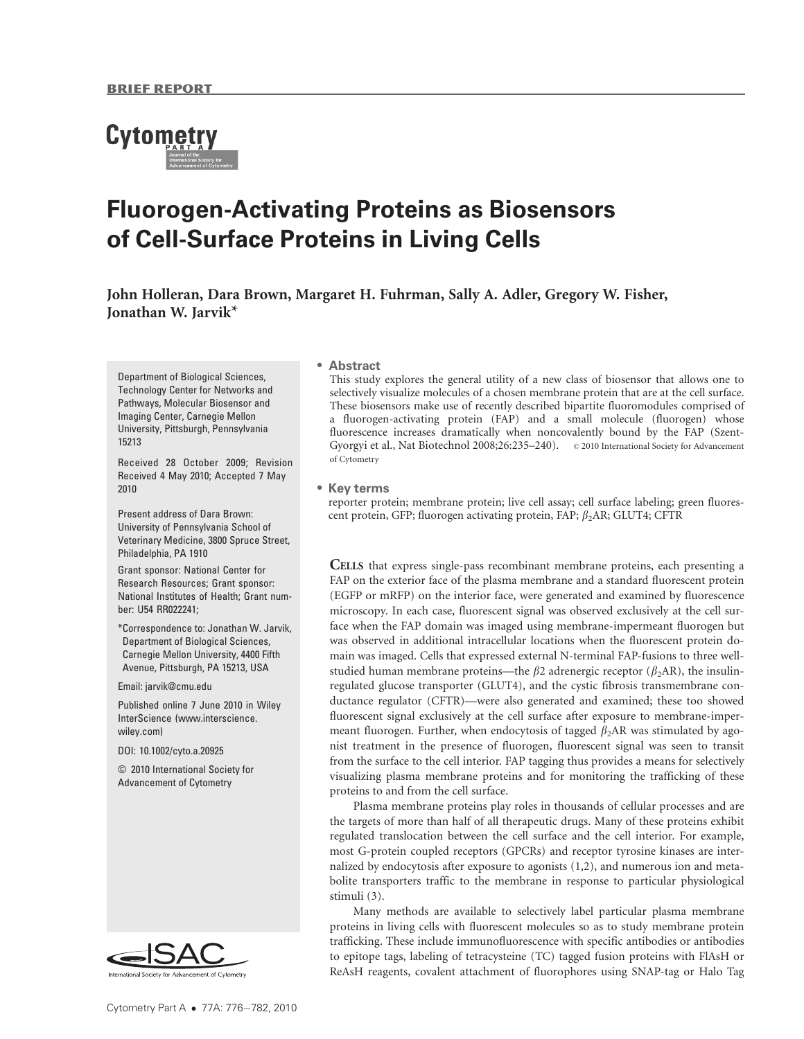**BRIEF REPORT**

# Fluorogen-Activating Proteins as Biosensors of Cell-Surface Proteins in Living Cells

**John Holleran, Dara Brown, Margaret H. Fuhrman, Sally A. Adler, Gregory W. Fisher, Jonathan W. Jarvik***

Department of Biological Sciences, Technology Center for Networks and Pathways, Molecular Biosensor and Imaging Center, Carnegie Mellon University, Pittsburgh, Pennsylvania 15213

Received 28 October 2009; Revision Received 4 May 2010; Accepted 7 May 2010

Present address of Dara Brown: University of Pennsylvania School of Veterinary Medicine, 3800 Spruce Street, Philadelphia, PA 1910

Grant sponsor: National Center for Research Resources; Grant sponsor: National Institutes of Health; Grant number: U54 RR022241;

*Correspondence to: Jonathan W. Jarvik, Department of Biological Sciences, Carnegie Mellon University, 4400 Fifth Avenue, Pittsburgh, PA 15213, USA

Email: jarvik@cmu.edu

Published online 7 June 2010 in Wiley InterScience (www.interscience.wiley.com)

DOI: 10.1002/cyto.a.20925

© 2010 International Society for Advancement of Cytometry

## • Abstract

This study explores the general utility of a new class of biosensor that allows one to selectively visualize molecules of a chosen membrane protein that are at the cell surface. These biosensors make use of recently described bipartite fluoromodules comprised of a fluorogen-activating protein (FAP) and a small molecule (fluorogen) whose fluorescence increases dramatically when noncovalently bound by the FAP (Szent-Gyorgyi et al., Nat Biotechnol 2008;26:235–240). © 2010 International Society for Advancement of Cytometry

## • Key terms

reporter protein; membrane protein; live cell assay; cell surface labeling; green fluorescent protein, GFP; fluorogen activating protein, FAP; $\beta_2$AR; GLUT4; CFTR

**CELLS** that express single-pass recombinant membrane proteins, each presenting a FAP on the exterior face of the plasma membrane and a standard fluorescent protein (EGFP or mRFP) on the interior face, were generated and examined by fluorescence microscopy. In each case, fluorescent signal was observed exclusively at the cell surface when the FAP domain was imaged using membrane-impermeant fluorogen but was observed in additional intracellular locations when the fluorescent protein domain was imaged. Cells that expressed external N-terminal FAP-fusions to three well-studied human membrane proteins—the $\beta$2 adrenergic receptor ($\beta_2$AR), the insulin-regulated glucose transporter (GLUT4), and the cystic fibrosis transmembrane conductance regulator (CFTR)—were also generated and examined; these too showed fluorescent signal exclusively at the cell surface after exposure to membrane-impermeant fluorogen. Further, when endocytosis of tagged $\beta_2$AR was stimulated by agonist treatment in the presence of fluorogen, fluorescent signal was seen to transit from the surface to the cell interior. FAP tagging thus provides a means for selectively visualizing plasma membrane proteins and for monitoring the trafficking of these proteins to and from the cell surface.

Plasma membrane proteins play roles in thousands of cellular processes and are the targets of more than half of all therapeutic drugs. Many of these proteins exhibit regulated translocation between the cell surface and the cell interior. For example, most G-protein coupled receptors (GPCRs) and receptor tyrosine kinases are internalized by endocytosis after exposure to agonists (1,2), and numerous ion and metabolite transporters traffic to the membrane in response to particular physiological stimuli (3).

Many methods are available to selectively label particular plasma membrane proteins in living cells with fluorescent molecules so as to study membrane protein trafficking. These include immunofluorescence with specific antibodies or antibodies to epitope tags, labeling of tetracysteine (TC) tagged fusion proteins with FlAsH or ReAsH reagents, covalent attachment of fluorophores using SNAP-tag or Halo Tag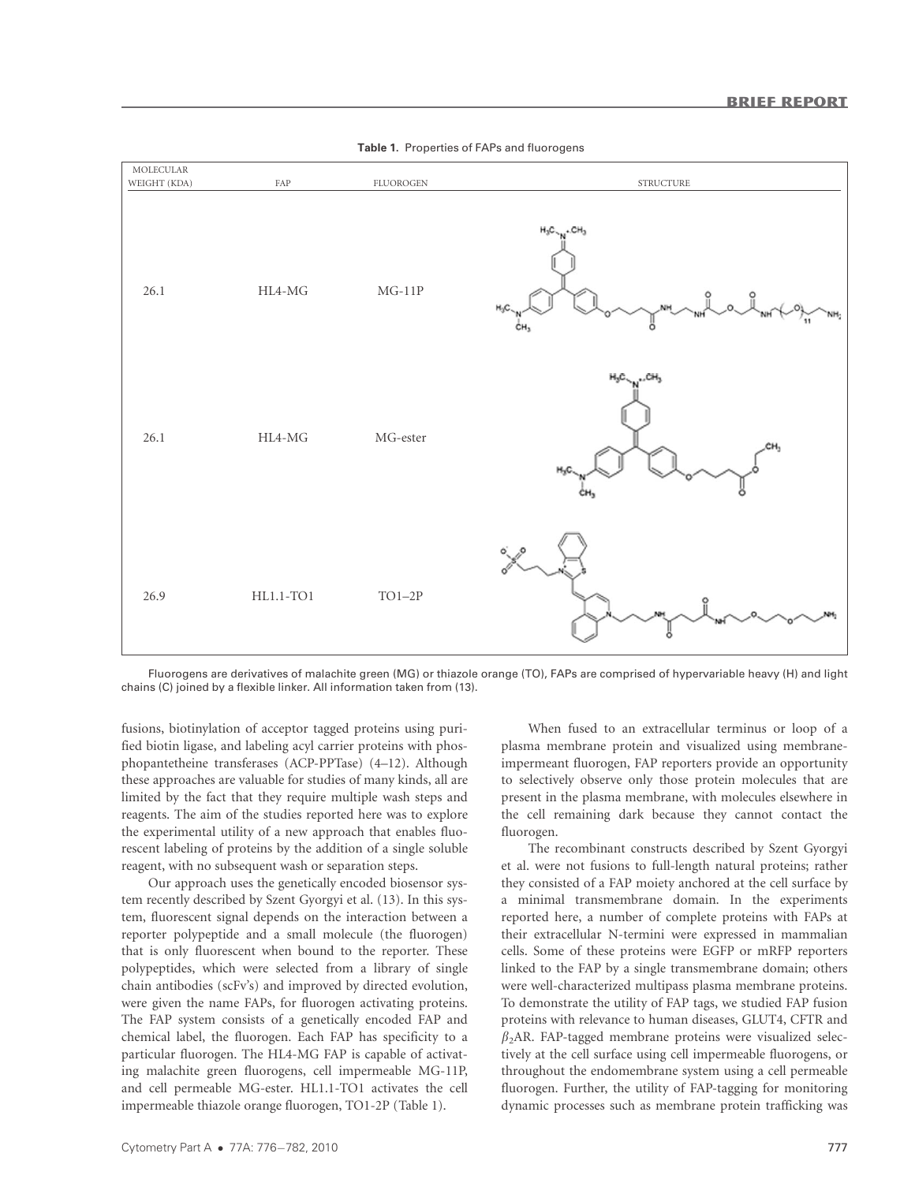**Table 1.** Properties of FAPs and fluorogens

| MOLECULAR WEIGHT (KDA) | FAP | FLUOROGEN | STRUCTURE |
|---|---|---|---|
| 26.1 | HL4-MG | MG-11P | |
| 26.1 | HL4-MG | MG-ester | |
| 26.9 | HL1.1-TO1 | TO1–2P | |

Fluorogens are derivatives of malachite green (MG) or thiazole orange (TO), FAPs are comprised of hypervariable heavy (H) and light chains (C) joined by a flexible linker. All information taken from (13).

fusions, biotinylation of acceptor tagged proteins using purified biotin ligase, and labeling acyl carrier proteins with phosphopantetheine transferases (ACP-PPTase) (4–12). Although these approaches are valuable for studies of many kinds, all are limited by the fact that they require multiple wash steps and reagents. The aim of the studies reported here was to explore the experimental utility of a new approach that enables fluorescent labeling of proteins by the addition of a single soluble reagent, with no subsequent wash or separation steps.

Our approach uses the genetically encoded biosensor system recently described by Szent Gyorgyi et al. (13). In this system, fluorescent signal depends on the interaction between a reporter polypeptide and a small molecule (the fluorogen) that is only fluorescent when bound to the reporter. These polypeptides, which were selected from a library of single chain antibodies (scFv's) and improved by directed evolution, were given the name FAPs, for fluorogen activating proteins. The FAP system consists of a genetically encoded FAP and chemical label, the fluorogen. Each FAP has specificity to a particular fluorogen. The HL4-MG FAP is capable of activating malachite green fluorogens, cell impermeable MG-11P, and cell permeable MG-ester. HL1.1-TO1 activates the cell impermeable thiazole orange fluorogen, TO1-2P (Table 1).

When fused to an extracellular terminus or loop of a plasma membrane protein and visualized using membrane-impermeant fluorogen, FAP reporters provide an opportunity to selectively observe only those protein molecules that are present in the plasma membrane, with molecules elsewhere in the cell remaining dark because they cannot contact the fluorogen.

The recombinant constructs described by Szent Gyorgyi et al. were not fusions to full-length natural proteins; rather they consisted of a FAP moiety anchored at the cell surface by a minimal transmembrane domain. In the experiments reported here, a number of complete proteins with FAPs at their extracellular N-termini were expressed in mammalian cells. Some of these proteins were EGFP or mRFP reporters linked to the FAP by a single transmembrane domain; others were well-characterized multipass plasma membrane proteins. To demonstrate the utility of FAP tags, we studied FAP fusion proteins with relevance to human diseases, GLUT4, CFTR and $\beta_2$AR. FAP-tagged membrane proteins were visualized selectively at the cell surface using cell impermeable fluorogens, or throughout the endomembrane system using a cell permeable fluorogen. Further, the utility of FAP-tagging for monitoring dynamic processes such as membrane protein trafficking was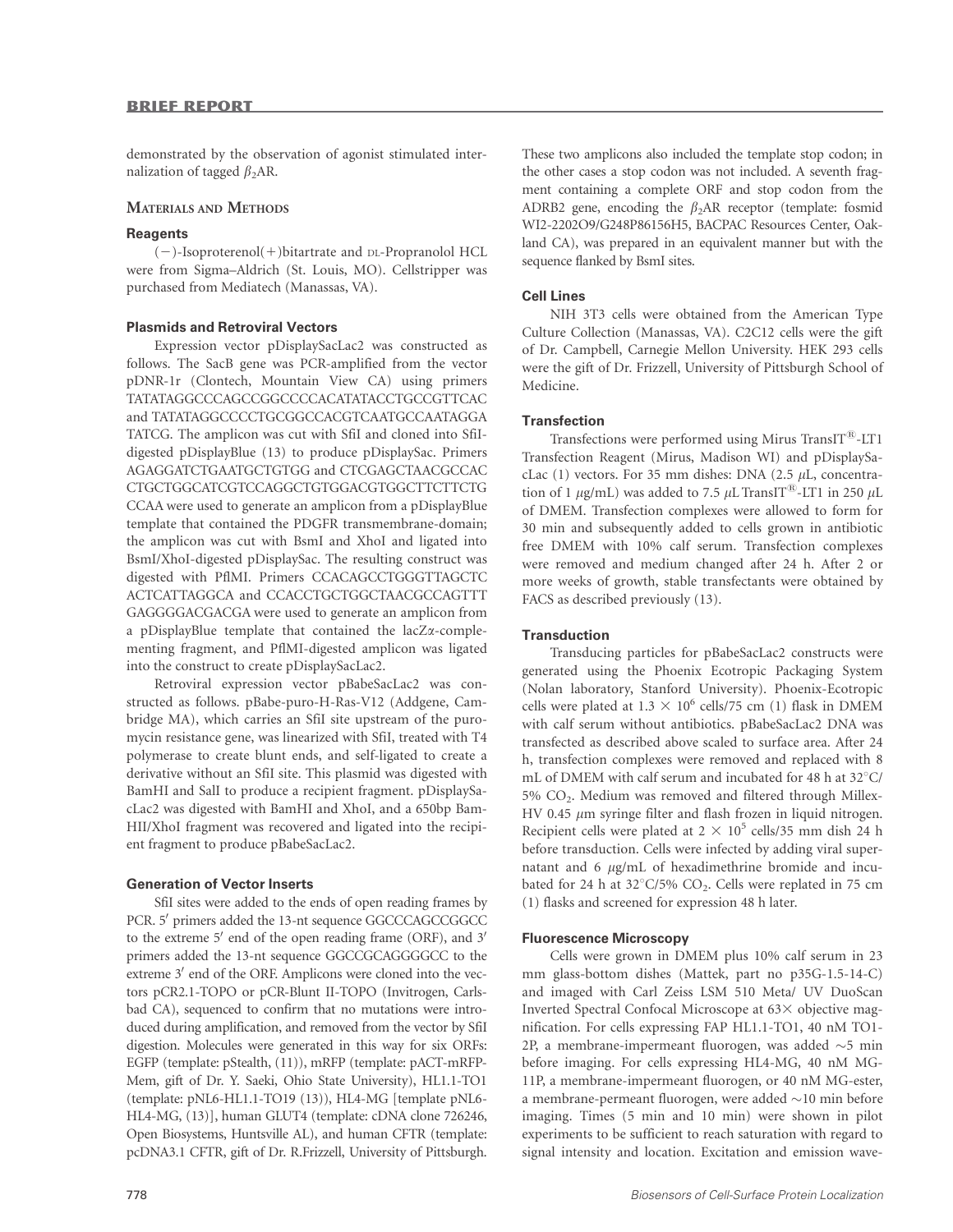demonstrated by the observation of agonist stimulated internalization of tagged $\beta_2$AR.

## Materials and Methods

### Reagents

(−)-Isoproterenol(+)bitartrate and DL-Propranolol HCL were from Sigma–Aldrich (St. Louis, MO). Cellstripper was purchased from Mediatech (Manassas, VA).

### Plasmids and Retroviral Vectors

Expression vector pDisplaySacLac2 was constructed as follows. The SacB gene was PCR-amplified from the vector pDNR-1r (Clontech, Mountain View CA) using primers TATATAGGCCCAGCCGGCCCCACATATACCTGCCGTTCAC and TATATAGGCCCCTGCGGCCACGTCAATGCCAATAGGATATCG. The amplicon was cut with SfiI and cloned into SfiI-digested pDisplayBlue (13) to produce pDisplaySac. Primers AGAGGATCTGAATGCTGTGG and CTCGAGCTAACGCCACCTGCTGGCATCGTCCAGGCTGTGGACGTGGCTTCTTCTGCCAA were used to generate an amplicon from a pDisplayBlue template that contained the PDGFR transmembrane-domain; the amplicon was cut with BsmI and XhoI and ligated into BsmI/XhoI-digested pDisplaySac. The resulting construct was digested with PflMI. Primers CCACAGCCTGGGTTAGCTCACTCATTAGGCA and CCACCTGCTGGCTAACGCCAGTTTGAGGGGACGACGA were used to generate an amplicon from a pDisplayBlue template that contained the lacZα-complementing fragment, and PflMI-digested amplicon was ligated into the construct to create pDisplaySacLac2.

Retroviral expression vector pBabeSacLac2 was constructed as follows. pBabe-puro-H-Ras-V12 (Addgene, Cambridge MA), which carries an SfiI site upstream of the puromycin resistance gene, was linearized with SfiI, treated with T4 polymerase to create blunt ends, and self-ligated to create a derivative without an SfiI site. This plasmid was digested with BamHI and SalI to produce a recipient fragment. pDisplaySacLac2 was digested with BamHI and XhoI, and a 650bp BamHII/XhoI fragment was recovered and ligated into the recipient fragment to produce pBabeSacLac2.

### Generation of Vector Inserts

SfiI sites were added to the ends of open reading frames by PCR. 5′ primers added the 13-nt sequence GGCCCAGCCGGCC to the extreme 5′ end of the open reading frame (ORF), and 3′ primers added the 13-nt sequence GGCCGCAGGGGCC to the extreme 3′ end of the ORF. Amplicons were cloned into the vectors pCR2.1-TOPO or pCR-Blunt II-TOPO (Invitrogen, Carlsbad CA), sequenced to confirm that no mutations were introduced during amplification, and removed from the vector by SfiI digestion. Molecules were generated in this way for six ORFs: EGFP (template: pStealth, (11)), mRFP (template: pACT-mRFP-Mem, gift of Dr. Y. Saeki, Ohio State University), HL1.1-TO1 (template: pNL6-HL1.1-TO19 (13)), HL4-MG [template pNL6-HL4-MG, (13)], human GLUT4 (template: cDNA clone 726246, Open Biosystems, Huntsville AL), and human CFTR (template: pcDNA3.1 CFTR, gift of Dr. R.Frizzell, University of Pittsburgh. These two amplicons also included the template stop codon; in the other cases a stop codon was not included. A seventh fragment containing a complete ORF and stop codon from the ADRB2 gene, encoding the $\beta_2$AR receptor (template: fosmid WI2-2202O9/G248P86156H5, BACPAC Resources Center, Oakland CA), was prepared in an equivalent manner but with the sequence flanked by BsmI sites.

### Cell Lines

NIH 3T3 cells were obtained from the American Type Culture Collection (Manassas, VA). C2C12 cells were the gift of Dr. Campbell, Carnegie Mellon University. HEK 293 cells were the gift of Dr. Frizzell, University of Pittsburgh School of Medicine.

### Transfection

Transfections were performed using Mirus TransIT®-LT1 Transfection Reagent (Mirus, Madison WI) and pDisplaySacLac (1) vectors. For 35 mm dishes: DNA (2.5 μL, concentration of 1 μg/mL) was added to 7.5 μL TransIT®-LT1 in 250 μL of DMEM. Transfection complexes were allowed to form for 30 min and subsequently added to cells grown in antibiotic free DMEM with 10% calf serum. Transfection complexes were removed and medium changed after 24 h. After 2 or more weeks of growth, stable transfectants were obtained by FACS as described previously (13).

### Transduction

Transducing particles for pBabeSacLac2 constructs were generated using the Phoenix Ecotropic Packaging System (Nolan laboratory, Stanford University). Phoenix-Ecotropic cells were plated at $1.3 \times 10^6$ cells/75 cm (1) flask in DMEM with calf serum without antibiotics. pBabeSacLac2 DNA was transfected as described above scaled to surface area. After 24 h, transfection complexes were removed and replaced with 8 mL of DMEM with calf serum and incubated for 48 h at 32°C/5% $CO_2$. Medium was removed and filtered through Millex-HV 0.45 μm syringe filter and flash frozen in liquid nitrogen. Recipient cells were plated at $2 \times 10^5$ cells/35 mm dish 24 h before transduction. Cells were infected by adding viral supernatant and 6 μg/mL of hexadimethrine bromide and incubated for 24 h at 32°C/5% $CO_2$. Cells were replated in 75 cm (1) flasks and screened for expression 48 h later.

### Fluorescence Microscopy

Cells were grown in DMEM plus 10% calf serum in 23 mm glass-bottom dishes (Mattek, part no p35G-1.5-14-C) and imaged with Carl Zeiss LSM 510 Meta/ UV DuoScan Inverted Spectral Confocal Microscope at 63× objective magnification. For cells expressing FAP HL1.1-TO1, 40 nM TO1-2P, a membrane-impermeant fluorogen, was added ~5 min before imaging. For cells expressing HL4-MG, 40 nM MG-11P, a membrane-impermeant fluorogen, or 40 nM MG-ester, a membrane-permeant fluorogen, were added ~10 min before imaging. Times (5 min and 10 min) were shown in pilot experiments to be sufficient to reach saturation with regard to signal intensity and location. Excitation and emission wave-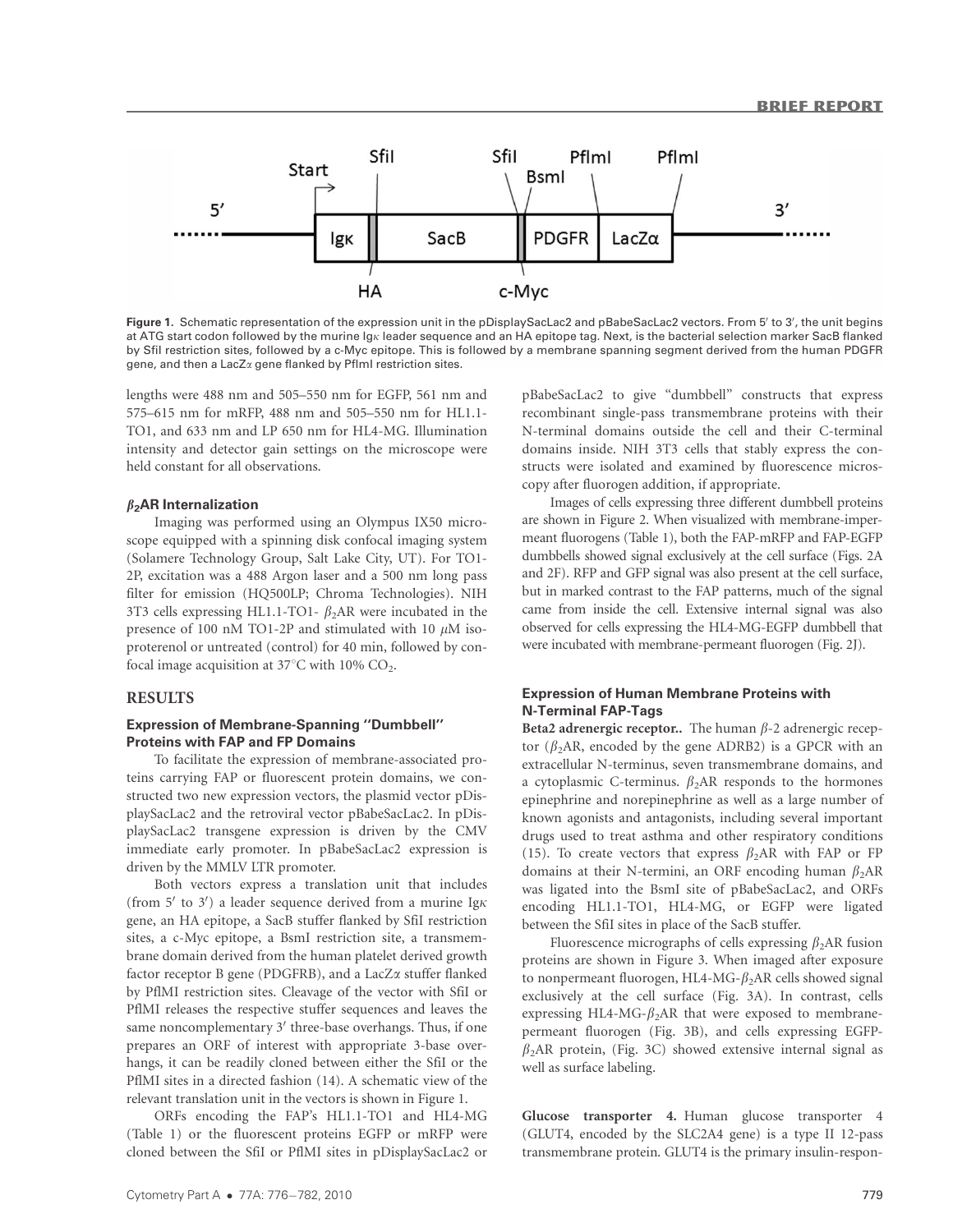Figure 1. Schematic representation of the expression unit in the pDisplaySacLac2 and pBabeSacLac2 vectors. From 5′ to 3′, the unit begins at ATG start codon followed by the murine Igκ leader sequence and an HA epitope tag. Next, is the bacterial selection marker SacB flanked by SfiI restriction sites, followed by a c-Myc epitope. This is followed by a membrane spanning segment derived from the human PDGFR gene, and then a LacZα gene flanked by PflmI restriction sites.

lengths were 488 nm and 505–550 nm for EGFP, 561 nm and 575–615 nm for mRFP, 488 nm and 505–550 nm for HL1.1-TO1, and 633 nm and LP 650 nm for HL4-MG. Illumination intensity and detector gain settings on the microscope were held constant for all observations.

### $\beta_2$AR Internalization

Imaging was performed using an Olympus IX50 microscope equipped with a spinning disk confocal imaging system (Solamere Technology Group, Salt Lake City, UT). For TO1-2P, excitation was a 488 Argon laser and a 500 nm long pass filter for emission (HQ500LP; Chroma Technologies). NIH 3T3 cells expressing HL1.1-TO1- $\beta_2$AR were incubated in the presence of 100 nM TO1-2P and stimulated with 10 $\mu$M isoproterenol or untreated (control) for 40 min, followed by confocal image acquisition at 37°C with 10% $CO_2$.

## RESULTS

### Expression of Membrane-Spanning ''Dumbbell'' Proteins with FAP and FP Domains

To facilitate the expression of membrane-associated proteins carrying FAP or fluorescent protein domains, we constructed two new expression vectors, the plasmid vector pDisplaySacLac2 and the retroviral vector pBabeSacLac2. In pDisplaySacLac2 transgene expression is driven by the CMV immediate early promoter. In pBabeSacLac2 expression is driven by the MMLV LTR promoter.

Both vectors express a translation unit that includes (from 5′ to 3′) a leader sequence derived from a murine Igκ gene, an HA epitope, a SacB stuffer flanked by SfiI restriction sites, a c-Myc epitope, a BsmI restriction site, a transmembrane domain derived from the human platelet derived growth factor receptor B gene (PDGFRB), and a LacZα stuffer flanked by PflMI restriction sites. Cleavage of the vector with SfiI or PflMI releases the respective stuffer sequences and leaves the same noncomplementary 3′ three-base overhangs. Thus, if one prepares an ORF of interest with appropriate 3-base overhangs, it can be readily cloned between either the SfiI or the PflMI sites in a directed fashion (14). A schematic view of the relevant translation unit in the vectors is shown in Figure 1.

ORFs encoding the FAP's HL1.1-TO1 and HL4-MG (Table 1) or the fluorescent proteins EGFP or mRFP were cloned between the SfiI or PflMI sites in pDisplaySacLac2 or pBabeSacLac2 to give "dumbbell" constructs that express recombinant single-pass transmembrane proteins with their N-terminal domains outside the cell and their C-terminal domains inside. NIH 3T3 cells that stably express the constructs were isolated and examined by fluorescence microscopy after fluorogen addition, if appropriate.

Images of cells expressing three different dumbbell proteins are shown in Figure 2. When visualized with membrane-impermeant fluorogens (Table 1), both the FAP-mRFP and FAP-EGFP dumbbells showed signal exclusively at the cell surface (Figs. 2A and 2F). RFP and GFP signal was also present at the cell surface, but in marked contrast to the FAP patterns, much of the signal came from inside the cell. Extensive internal signal was also observed for cells expressing the HL4-MG-EGFP dumbbell that were incubated with membrane-permeant fluorogen (Fig. 2J).

### Expression of Human Membrane Proteins with N-Terminal FAP-Tags

**Beta2 adrenergic receptor..** The human $\beta$-2 adrenergic receptor ($\beta_2$AR, encoded by the gene ADRB2) is a GPCR with an extracellular N-terminus, seven transmembrane domains, and a cytoplasmic C-terminus. $\beta_2$AR responds to the hormones epinephrine and norepinephrine as well as a large number of known agonists and antagonists, including several important drugs used to treat asthma and other respiratory conditions (15). To create vectors that express $\beta_2$AR with FAP or FP domains at their N-termini, an ORF encoding human $\beta_2$AR was ligated into the BsmI site of pBabeSacLac2, and ORFs encoding HL1.1-TO1, HL4-MG, or EGFP were ligated between the SfiI sites in place of the SacB stuffer.

Fluorescence micrographs of cells expressing $\beta_2$AR fusion proteins are shown in Figure 3. When imaged after exposure to nonpermeant fluorogen, HL4-MG-$\beta_2$AR cells showed signal exclusively at the cell surface (Fig. 3A). In contrast, cells expressing HL4-MG-$\beta_2$AR that were exposed to membrane-permeant fluorogen (Fig. 3B), and cells expressing EGFP-$\beta_2$AR protein, (Fig. 3C) showed extensive internal signal as well as surface labeling.

**Glucose transporter 4.** Human glucose transporter 4 (GLUT4, encoded by the SLC2A4 gene) is a type II 12-pass transmembrane protein. GLUT4 is the primary insulin-respon-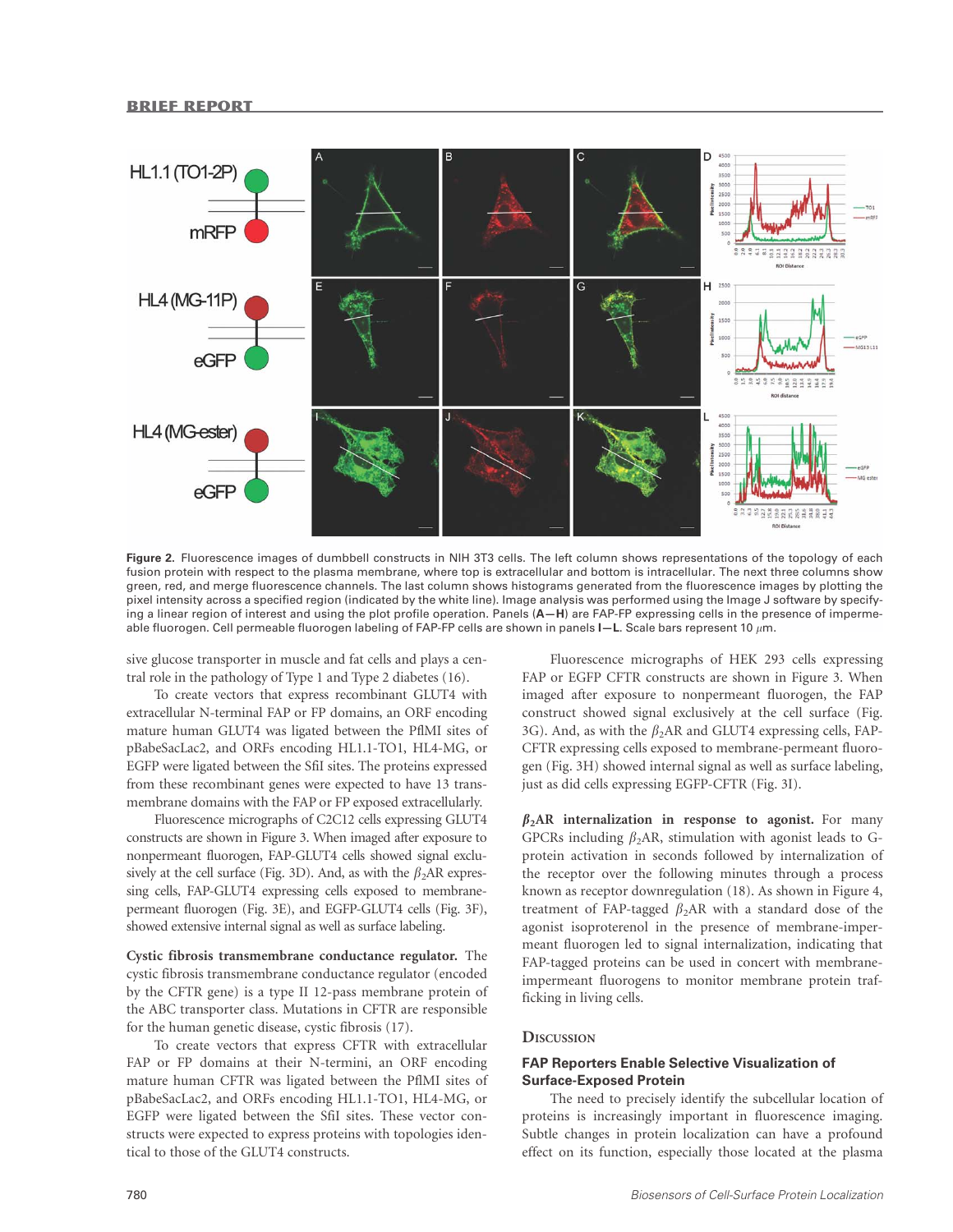Figure 2. Fluorescence images of dumbbell constructs in NIH 3T3 cells. The left column shows representations of the topology of each fusion protein with respect to the plasma membrane, where top is extracellular and bottom is intracellular. The next three columns show green, red, and merge fluorescence channels. The last column shows histograms generated from the fluorescence images by plotting the pixel intensity across a specified region (indicated by the white line). Image analysis was performed using the Image J software by specifying a linear region of interest and using the plot profile operation. Panels (**A—H**) are FAP-FP expressing cells in the presence of impermeable fluorogen. Cell permeable fluorogen labeling of FAP-FP cells are shown in panels **I—L**. Scale bars represent 10 $\mu$m.

sive glucose transporter in muscle and fat cells and plays a central role in the pathology of Type 1 and Type 2 diabetes (16).

To create vectors that express recombinant GLUT4 with extracellular N-terminal FAP or FP domains, an ORF encoding mature human GLUT4 was ligated between the PflMI sites of pBabeSacLac2, and ORFs encoding HL1.1-TO1, HL4-MG, or EGFP were ligated between the SfiI sites. The proteins expressed from these recombinant genes were expected to have 13 transmembrane domains with the FAP or FP exposed extracellularly.

Fluorescence micrographs of C2C12 cells expressing GLUT4 constructs are shown in Figure 3. When imaged after exposure to nonpermeant fluorogen, FAP-GLUT4 cells showed signal exclusively at the cell surface (Fig. 3D). And, as with the $\beta_2$AR expressing cells, FAP-GLUT4 expressing cells exposed to membrane-permeant fluorogen (Fig. 3E), and EGFP-GLUT4 cells (Fig. 3F), showed extensive internal signal as well as surface labeling.

**Cystic fibrosis transmembrane conductance regulator.** The cystic fibrosis transmembrane conductance regulator (encoded by the CFTR gene) is a type II 12-pass membrane protein of the ABC transporter class. Mutations in CFTR are responsible for the human genetic disease, cystic fibrosis (17).

To create vectors that express CFTR with extracellular FAP or FP domains at their N-termini, an ORF encoding mature human CFTR was ligated between the PflMI sites of pBabeSacLac2, and ORFs encoding HL1.1-TO1, HL4-MG, or EGFP were ligated between the SfiI sites. These vector constructs were expected to express proteins with topologies identical to those of the GLUT4 constructs.

Fluorescence micrographs of HEK 293 cells expressing FAP or EGFP CFTR constructs are shown in Figure 3. When imaged after exposure to nonpermeant fluorogen, the FAP construct showed signal exclusively at the cell surface (Fig. 3G). And, as with the $\beta_2$AR and GLUT4 expressing cells, FAP-CFTR expressing cells exposed to membrane-permeant fluorogen (Fig. 3H) showed internal signal as well as surface labeling, just as did cells expressing EGFP-CFTR (Fig. 3I).

**$\beta_2$AR internalization in response to agonist.** For many GPCRs including $\beta_2$AR, stimulation with agonist leads to G-protein activation in seconds followed by internalization of the receptor over the following minutes through a process known as receptor downregulation (18). As shown in Figure 4, treatment of FAP-tagged $\beta_2$AR with a standard dose of the agonist isoproterenol in the presence of membrane-impermeant fluorogen led to signal internalization, indicating that FAP-tagged proteins can be used in concert with membrane-impermeant fluorogens to monitor membrane protein trafficking in living cells.

## Discussion

### FAP Reporters Enable Selective Visualization of Surface-Exposed Protein

The need to precisely identify the subcellular location of proteins is increasingly important in fluorescence imaging. Subtle changes in protein localization can have a profound effect on its function, especially those located at the plasma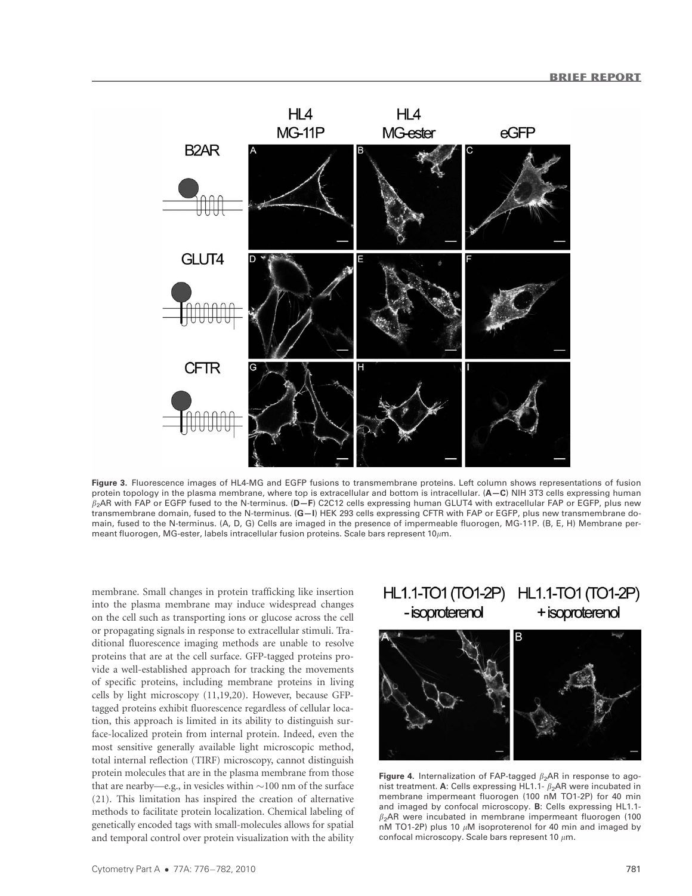**Figure 3.** Fluorescence images of HL4-MG and EGFP fusions to transmembrane proteins. Left column shows representations of fusion protein topology in the plasma membrane, where top is extracellular and bottom is intracellular. (**A—C**) NIH 3T3 cells expressing human $\beta_2$AR with FAP or EGFP fused to the N-terminus. (**D—F**) C2C12 cells expressing human GLUT4 with extracellular FAP or EGFP, plus new transmembrane domain, fused to the N-terminus. (**G—I**) HEK 293 cells expressing CFTR with FAP or EGFP, plus new transmembrane domain, fused to the N-terminus. (A, D, G) Cells are imaged in the presence of impermeable fluorogen, MG-11P. (B, E, H) Membrane permeant fluorogen, MG-ester, labels intracellular fusion proteins. Scale bars represent 10$\mu$m.

membrane. Small changes in protein trafficking like insertion into the plasma membrane may induce widespread changes on the cell such as transporting ions or glucose across the cell or propagating signals in response to extracellular stimuli. Traditional fluorescence imaging methods are unable to resolve proteins that are at the cell surface. GFP-tagged proteins provide a well-established approach for tracking the movements of specific proteins, including membrane proteins in living cells by light microscopy (11,19,20). However, because GFP-tagged proteins exhibit fluorescence regardless of cellular location, this approach is limited in its ability to distinguish surface-localized protein from internal protein. Indeed, even the most sensitive generally available light microscopic method, total internal reflection (TIRF) microscopy, cannot distinguish protein molecules that are in the plasma membrane from those that are nearby—e.g., in vesicles within ~100 nm of the surface (21). This limitation has inspired the creation of alternative methods to facilitate protein localization. Chemical labeling of genetically encoded tags with small-molecules allows for spatial and temporal control over protein visualization with the ability

**Figure 4.** Internalization of FAP-tagged $\beta_2$AR in response to agonist treatment. **A**: Cells expressing HL1.1- $\beta_2$AR were incubated in membrane impermeant fluorogen (100 nM TO1-2P) for 40 min and imaged by confocal microscopy. **B**: Cells expressing HL1.1-$\beta_2$AR were incubated in membrane impermeant fluorogen (100 nM TO1-2P) plus 10 $\mu$M isoproterenol for 40 min and imaged by confocal microscopy. Scale bars represent 10 $\mu$m.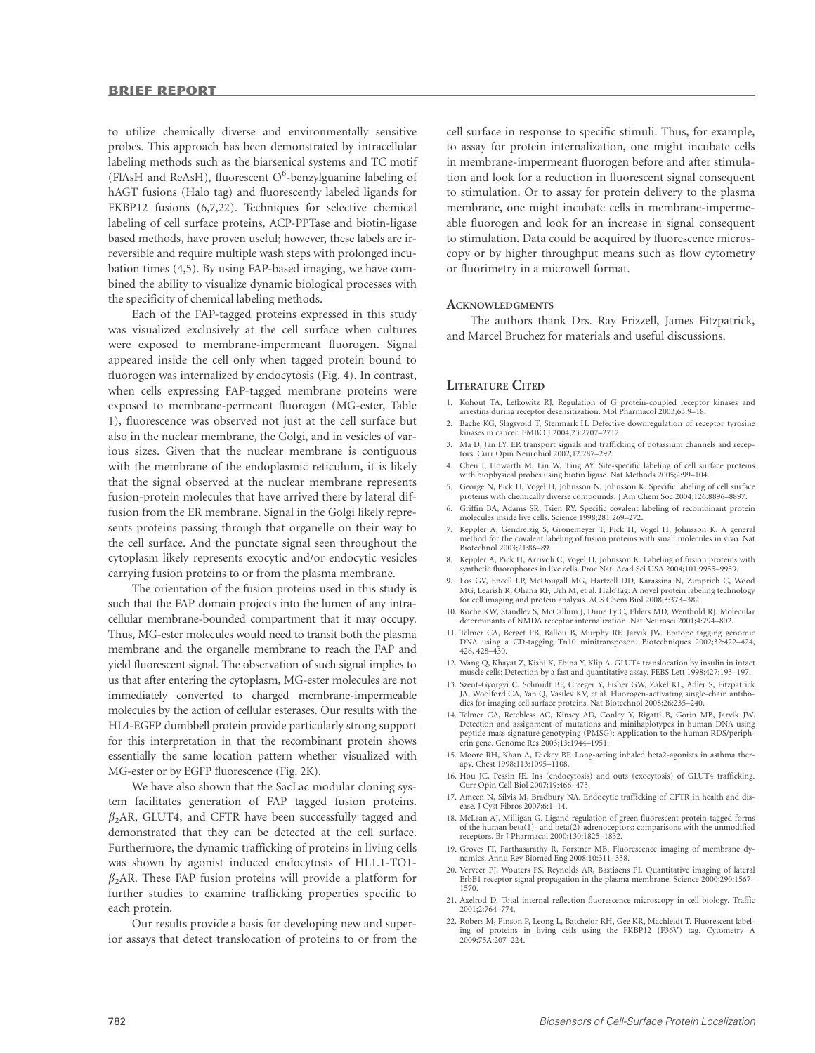to utilize chemically diverse and environmentally sensitive probes. This approach has been demonstrated by intracellular labeling methods such as the biarsenical systems and TC motif (FlAsH and ReAsH), fluorescent $O^6$-benzylguanine labeling of hAGT fusions (Halo tag) and fluorescently labeled ligands for FKBP12 fusions (6,7,22). Techniques for selective chemical labeling of cell surface proteins, ACP-PPTase and biotin-ligase based methods, have proven useful; however, these labels are irreversible and require multiple wash steps with prolonged incubation times (4,5). By using FAP-based imaging, we have combined the ability to visualize dynamic biological processes with the specificity of chemical labeling methods.

Each of the FAP-tagged proteins expressed in this study was visualized exclusively at the cell surface when cultures were exposed to membrane-impermeant fluorogen. Signal appeared inside the cell only when tagged protein bound to fluorogen was internalized by endocytosis (Fig. 4). In contrast, when cells expressing FAP-tagged membrane proteins were exposed to membrane-permeant fluorogen (MG-ester, Table 1), fluorescence was observed not just at the cell surface but also in the nuclear membrane, the Golgi, and in vesicles of various sizes. Given that the nuclear membrane is contiguous with the membrane of the endoplasmic reticulum, it is likely that the signal observed at the nuclear membrane represents fusion-protein molecules that have arrived there by lateral diffusion from the ER membrane. Signal in the Golgi likely represents proteins passing through that organelle on their way to the cell surface. And the punctate signal seen throughout the cytoplasm likely represents exocytic and/or endocytic vesicles carrying fusion proteins to or from the plasma membrane.

The orientation of the fusion proteins used in this study is such that the FAP domain projects into the lumen of any intracellular membrane-bounded compartment that it may occupy. Thus, MG-ester molecules would need to transit both the plasma membrane and the organelle membrane to reach the FAP and yield fluorescent signal. The observation of such signal implies to us that after entering the cytoplasm, MG-ester molecules are not immediately converted to charged membrane-impermeable molecules by the action of cellular esterases. Our results with the HL4-EGFP dumbbell protein provide particularly strong support for this interpretation in that the recombinant protein shows essentially the same location pattern whether visualized with MG-ester or by EGFP fluorescence (Fig. 2K).

We have also shown that the SacLac modular cloning system facilitates generation of FAP tagged fusion proteins. $\beta_2$AR, GLUT4, and CFTR have been successfully tagged and demonstrated that they can be detected at the cell surface. Furthermore, the dynamic trafficking of proteins in living cells was shown by agonist induced endocytosis of HL1.1-TO1-$\beta_2$AR. These FAP fusion proteins will provide a platform for further studies to examine trafficking properties specific to each protein.

Our results provide a basis for developing new and superior assays that detect translocation of proteins to or from the cell surface in response to specific stimuli. Thus, for example, to assay for protein internalization, one might incubate cells in membrane-impermeant fluorogen before and after stimulation and look for a reduction in fluorescent signal consequent to stimulation. Or to assay for protein delivery to the plasma membrane, one might incubate cells in membrane-impermeable fluorogen and look for an increase in signal consequent to stimulation. Data could be acquired by fluorescence microscopy or by higher throughput means such as flow cytometry or fluorimetry in a microwell format.

## Acknowledgments

The authors thank Drs. Ray Frizzell, James Fitzpatrick, and Marcel Bruchez for materials and useful discussions.

## Literature Cited

1. Kohout TA, Lefkowitz RJ. Regulation of G protein-coupled receptor kinases and arrestins during receptor desensitization. Mol Pharmacol 2003;63:9–18.
2. Bache KG, Slagsvold T, Stenmark H. Defective downregulation of receptor tyrosine kinases in cancer. EMBO J 2004;23:2707–2712.
3. Ma D, Jan LY. ER transport signals and trafficking of potassium channels and receptors. Curr Opin Neurobiol 2002;12:287–292.
4. Chen I, Howarth M, Lin W, Ting AY. Site-specific labeling of cell surface proteins with biophysical probes using biotin ligase. Nat Methods 2005;2:99–104.
5. George N, Pick H, Vogel H, Johnsson N, Johnsson K. Specific labeling of cell surface proteins with chemically diverse compounds. J Am Chem Soc 2004;126:8896–8897.
6. Griffin BA, Adams SR, Tsien RY. Specific covalent labeling of recombinant protein molecules inside live cells. Science 1998;281:269–272.
7. Keppler A, Gendreizig S, Gronemeyer T, Pick H, Vogel H, Johnsson K. A general method for the covalent labeling of fusion proteins with small molecules in vivo. Nat Biotechnol 2003;21:86–89.
8. Keppler A, Pick H, Arrivoli C, Vogel H, Johnsson K. Labeling of fusion proteins with synthetic fluorophores in live cells. Proc Natl Acad Sci USA 2004;101:9955–9959.
9. Los GV, Encell LP, McDougall MG, Hartzell DD, Karassina N, Zimprich C, Wood MG, Learish R, Ohana RF, Urh M, et al. HaloTag: A novel protein labeling technology for cell imaging and protein analysis. ACS Chem Biol 2008;3:373–382.
10. Roche KW, Standley S, McCallum J, Dune Ly C, Ehlers MD, Wenthold RJ. Molecular determinants of NMDA receptor internalization. Nat Neurosci 2001;4:794–802.
11. Telmer CA, Berget PB, Ballou B, Murphy RF, Jarvik JW. Epitope tagging genomic DNA using a CD-tagging Tn10 minitransposon. Biotechniques 2002;32:422–424, 426, 428–430.
12. Wang Q, Khayat Z, Kishi K, Ebina Y, Klip A. GLUT4 translocation by insulin in intact muscle cells: Detection by a fast and quantitative assay. FEBS Lett 1998;427:193–197.
13. Szent-Gyorgyi C, Schmidt BF, Creeger Y, Fisher GW, Zakel KL, Adler S, Fitzpatrick JA, Woolford CA, Yan Q, Vasilev KV, et al. Fluorogen-activating single-chain antibodies for imaging cell surface proteins. Nat Biotechnol 2008;26:235–240.
14. Telmer CA, Retchless AC, Kinsey AD, Conley Y, Rigatti B, Gorin MB, Jarvik JW. Detection and assignment of mutations and minihaplotypes in human DNA using peptide mass signature genotyping (PMSG): Application to the human RDS/peripherin gene. Genome Res 2003;13:1944–1951.
15. Moore RH, Khan A, Dickey BF. Long-acting inhaled beta2-agonists in asthma therapy. Chest 1998;113:1095–1108.
16. Hou JC, Pessin JE. Ins (endocytosis) and outs (exocytosis) of GLUT4 trafficking. Curr Opin Cell Biol 2007;19:466–473.
17. Ameen N, Silvis M, Bradbury NA. Endocytic trafficking of CFTR in health and disease. J Cyst Fibros 2007;6:1–14.
18. McLean AJ, Milligan G. Ligand regulation of green fluorescent protein-tagged forms of the human beta(1)- and beta(2)-adrenoceptors; comparisons with the unmodified receptors. Br J Pharmacol 2000;130:1825–1832.
19. Groves JT, Parthasarathy R, Forstner MB. Fluorescence imaging of membrane dynamics. Annu Rev Biomed Eng 2008;10:311–338.
20. Verveer PJ, Wouters FS, Reynolds AR, Bastiaens PI. Quantitative imaging of lateral ErbB1 receptor signal propagation in the plasma membrane. Science 2000;290:1567–1570.
21. Axelrod D. Total internal reflection fluorescence microscopy in cell biology. Traffic 2001;2:764–774.
22. Robers M, Pinson P, Leong L, Batchelor RH, Gee KR, Machleidt T. Fluorescent labeling of proteins in living cells using the FKBP12 (F36V) tag. Cytometry A 2009;75A:207–224.